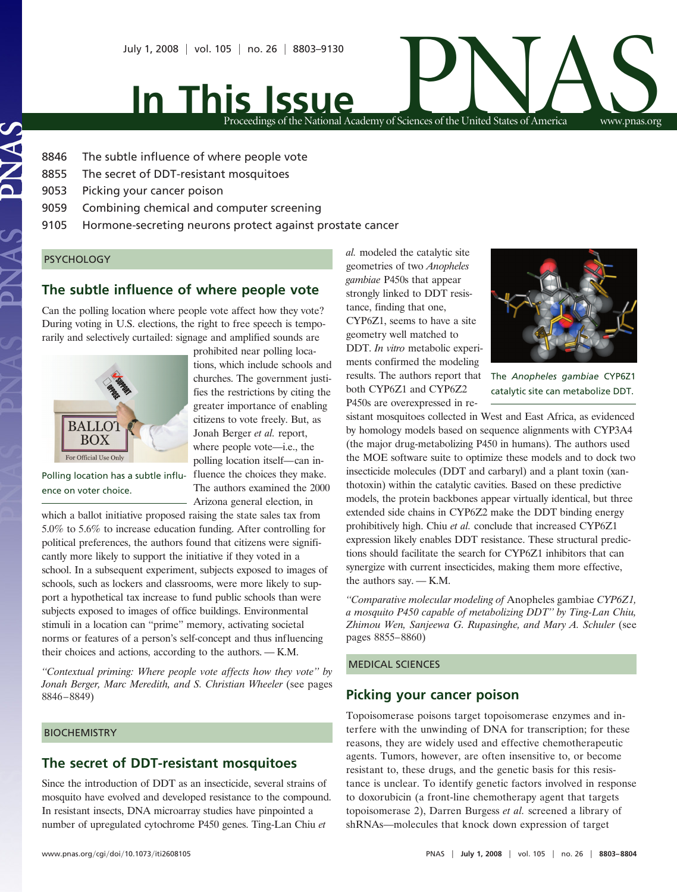# In This Issue

8846 The subtle influence of where people vote
8855 The secret of DDT-resistant mosquitoes
9053 Picking your cancer poison
9059 Combining chemical and computer screening
9105 Hormone-secreting neurons protect against prostate cancer

PSYCHOLOGY

## The subtle influence of where people vote

Can the polling location where people vote affect how they vote? During voting in U.S. elections, the right to free speech is temporarily and selectively curtailed: signage and amplified sounds are prohibited near polling locations, which include schools and churches. The government justifies the restrictions by citing the greater importance of enabling citizens to vote freely. But, as Jonah Berger *et al.* report, where people vote—i.e., the polling location itself—can influence the choices they make. The authors examined the 2000 Arizona general election, in which a ballot initiative proposed raising the state sales tax from 5.0% to 5.6% to increase education funding. After controlling for political preferences, the authors found that citizens were significantly more likely to support the initiative if they voted in a school. In a subsequent experiment, subjects exposed to images of schools, such as lockers and classrooms, were more likely to support a hypothetical tax increase to fund public schools than were subjects exposed to images of office buildings. Environmental stimuli in a location can "prime" memory, activating societal norms or features of a person's self-concept and thus influencing their choices and actions, according to the authors. — K.M.

Polling location has a subtle influence on voter choice.

*"Contextual priming: Where people vote affects how they vote" by Jonah Berger, Marc Meredith, and S. Christian Wheeler* (see pages 8846–8849)

BIOCHEMISTRY

## The secret of DDT-resistant mosquitoes

Since the introduction of DDT as an insecticide, several strains of mosquito have evolved and developed resistance to the compound. In resistant insects, DNA microarray studies have pinpointed a number of upregulated cytochrome P450 genes. Ting-Lan Chiu *et al.* modeled the catalytic site geometries of two *Anopheles gambiae* P450s that appear strongly linked to DDT resistance, finding that one, CYP6Z1, seems to have a site geometry well matched to DDT. *In vitro* metabolic experiments confirmed the modeling results. The authors report that both CYP6Z1 and CYP6Z2 P450s are overexpressed in resistant mosquitoes collected in West and East Africa, as evidenced by homology models based on sequence alignments with CYP3A4 (the major drug-metabolizing P450 in humans). The authors used the MOE software suite to optimize these models and to dock two insecticide molecules (DDT and carbaryl) and a plant toxin (xanthotoxin) within the catalytic cavities. Based on these predictive models, the protein backbones appear virtually identical, but three extended side chains in CYP6Z2 make the DDT binding energy prohibitively high. Chiu *et al.* conclude that increased CYP6Z1 expression likely enables DDT resistance. These structural predictions should facilitate the search for CYP6Z1 inhibitors that can synergize with current insecticides, making them more effective, the authors say. — K.M.

The *Anopheles gambiae* CYP6Z1 catalytic site can metabolize DDT.

*"Comparative molecular modeling of* Anopheles gambiae *CYP6Z1, a mosquito P450 capable of metabolizing DDT" by Ting-Lan Chiu, Zhimou Wen, Sanjeewa G. Rupasinghe, and Mary A. Schuler* (see pages 8855–8860)

MEDICAL SCIENCES

## Picking your cancer poison

Topoisomerase poisons target topoisomerase enzymes and interfere with the unwinding of DNA for transcription; for these reasons, they are widely used and effective chemotherapeutic agents. Tumors, however, are often insensitive to, or become resistant to, these drugs, and the genetic basis for this resistance is unclear. To identify genetic factors involved in response to doxorubicin (a front-line chemotherapy agent that targets topoisomerase 2), Darren Burgess *et al.* screened a library of shRNAs—molecules that knock down expression of target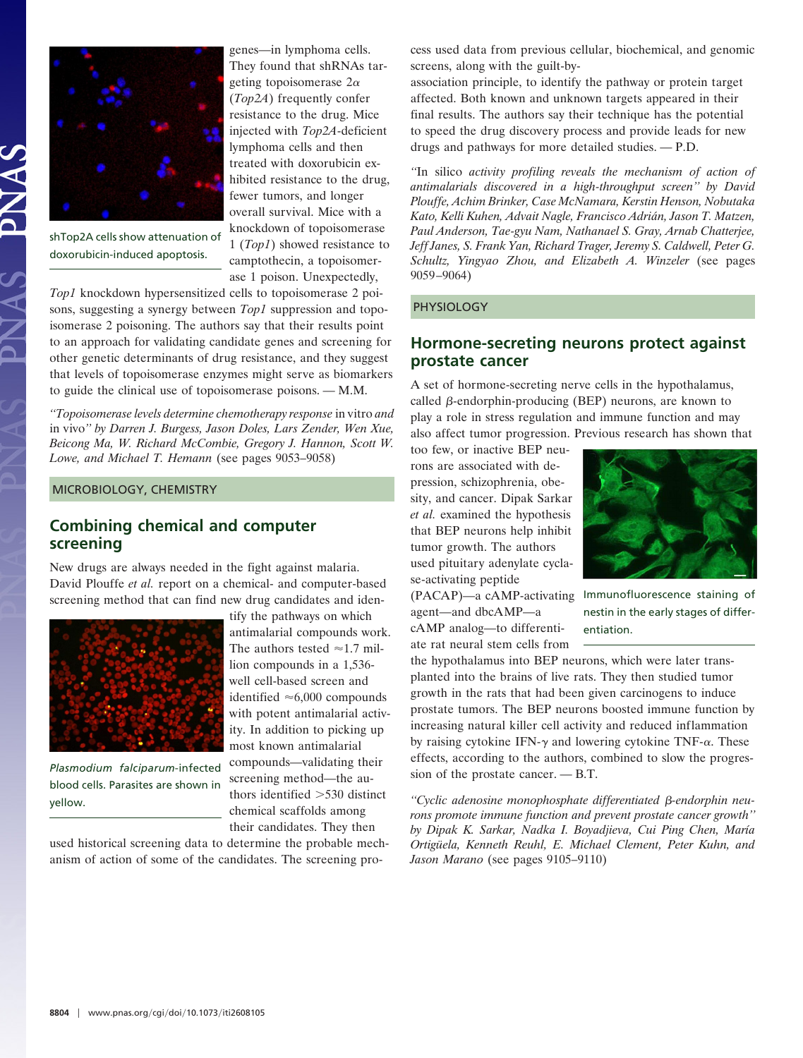genes—in lymphoma cells. They found that shRNAs targeting topoisomerase 2α (*Top2A*) frequently confer resistance to the drug. Mice injected with *Top2A*-deficient lymphoma cells and then treated with doxorubicin exhibited resistance to the drug, fewer tumors, and longer overall survival. Mice with a knockdown of topoisomerase 1 (*Top1*) showed resistance to camptothecin, a topoisomerase 1 poison. Unexpectedly, *Top1* knockdown hypersensitized cells to topoisomerase 2 poisons, suggesting a synergy between *Top1* suppression and topoisomerase 2 poisoning. The authors say that their results point to an approach for validating candidate genes and screening for other genetic determinants of drug resistance, and they suggest that levels of topoisomerase enzymes might serve as biomarkers to guide the clinical use of topoisomerase poisons. — M.M.

shTop2A cells show attenuation of doxorubicin-induced apoptosis.

*"Topoisomerase levels determine chemotherapy response* in vitro *and* in vivo*" by Darren J. Burgess, Jason Doles, Lars Zender, Wen Xue, Beicong Ma, W. Richard McCombie, Gregory J. Hannon, Scott W. Lowe, and Michael T. Hemann* (see pages 9053–9058)

MICROBIOLOGY, CHEMISTRY

## Combining chemical and computer screening

New drugs are always needed in the fight against malaria. David Plouffe *et al.* report on a chemical- and computer-based screening method that can find new drug candidates and identify the pathways on which antimalarial compounds work. The authors tested ≈1.7 million compounds in a 1,536-well cell-based screen and identified ≈6,000 compounds with potent antimalarial activity. In addition to picking up most known antimalarial compounds—validating their screening method—the authors identified >530 distinct chemical scaffolds among their candidates. They then used historical screening data to determine the probable mechanism of action of some of the candidates. The screening process used data from previous cellular, biochemical, and genomic screens, along with the guilt-by-association principle, to identify the pathway or protein target affected. Both known and unknown targets appeared in their final results. The authors say their technique has the potential to speed the drug discovery process and provide leads for new drugs and pathways for more detailed studies. — P.D.

*Plasmodium falciparum*-infected blood cells. Parasites are shown in yellow.

*"In silico activity profiling reveals the mechanism of action of antimalarials discovered in a high-throughput screen" by David Plouffe, Achim Brinker, Case McNamara, Kerstin Henson, Nobutaka Kato, Kelli Kuhen, Advait Nagle, Francisco Adrián, Jason T. Matzen, Paul Anderson, Tae-gyu Nam, Nathanael S. Gray, Arnab Chatterjee, Jeff Janes, S. Frank Yan, Richard Trager, Jeremy S. Caldwell, Peter G. Schultz, Yingyao Zhou, and Elizabeth A. Winzeler* (see pages 9059–9064)

PHYSIOLOGY

## Hormone-secreting neurons protect against prostate cancer

A set of hormone-secreting nerve cells in the hypothalamus, called β-endorphin-producing (BEP) neurons, are known to play a role in stress regulation and immune function and may also affect tumor progression. Previous research has shown that too few, or inactive BEP neurons are associated with depression, schizophrenia, obesity, and cancer. Dipak Sarkar *et al.* examined the hypothesis that BEP neurons help inhibit tumor growth. The authors used pituitary adenylate cyclase-activating peptide (PACAP)—a cAMP-activating agent—and dbcAMP—a cAMP analog—to differentiate rat neural stem cells from the hypothalamus into BEP neurons, which were later transplanted into the brains of live rats. They then studied tumor growth in the rats that had been given carcinogens to induce prostate tumors. The BEP neurons boosted immune function by increasing natural killer cell activity and reduced inflammation by raising cytokine IFN-γ and lowering cytokine TNF-α. These effects, according to the authors, combined to slow the progression of the prostate cancer. — B.T.

Immunofluorescence staining of nestin in the early stages of differentiation.

*"Cyclic adenosine monophosphate differentiated β-endorphin neurons promote immune function and prevent prostate cancer growth" by Dipak K. Sarkar, Nadka I. Boyadjieva, Cui Ping Chen, María Ortigüela, Kenneth Reuhl, E. Michael Clement, Peter Kuhn, and Jason Marano* (see pages 9105–9110)